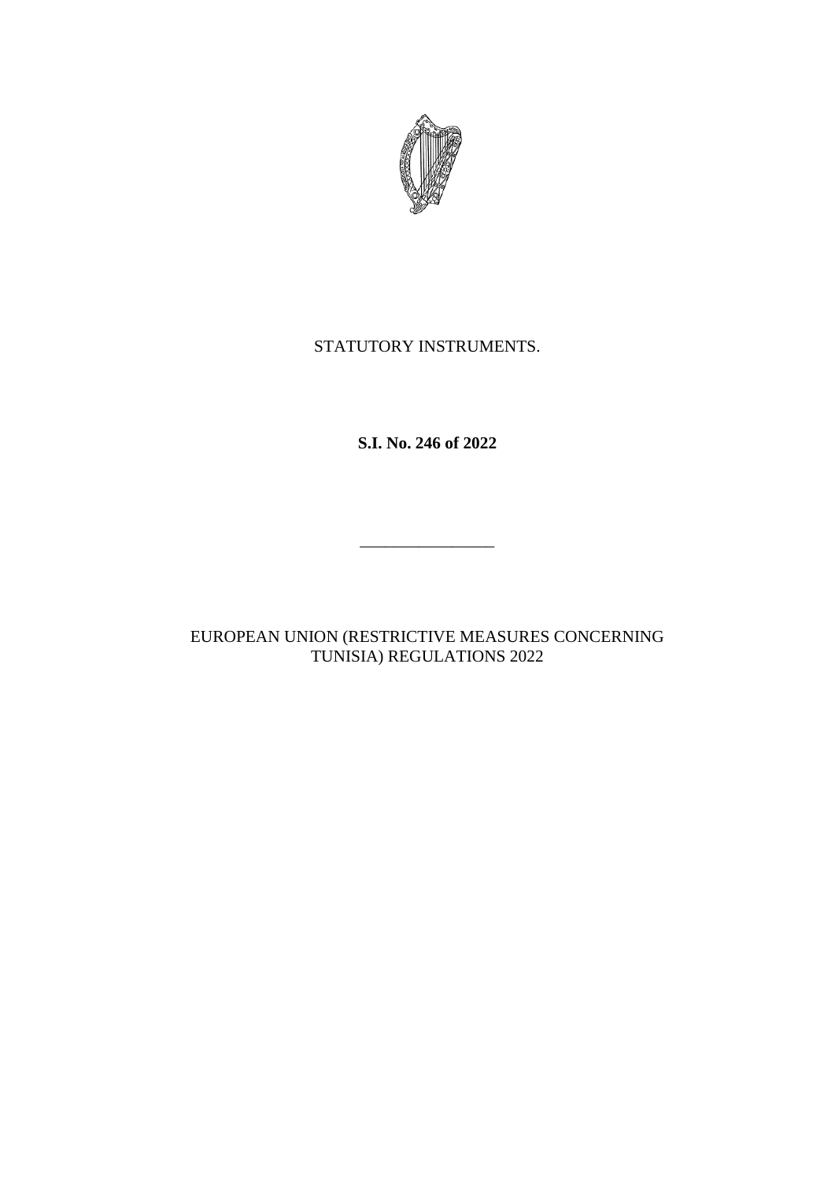STATUTORY INSTRUMENTS.

**S.I. No. 246 of 2022**

---

EUROPEAN UNION (RESTRICTIVE MEASURES CONCERNING TUNISIA) REGULATIONS 2022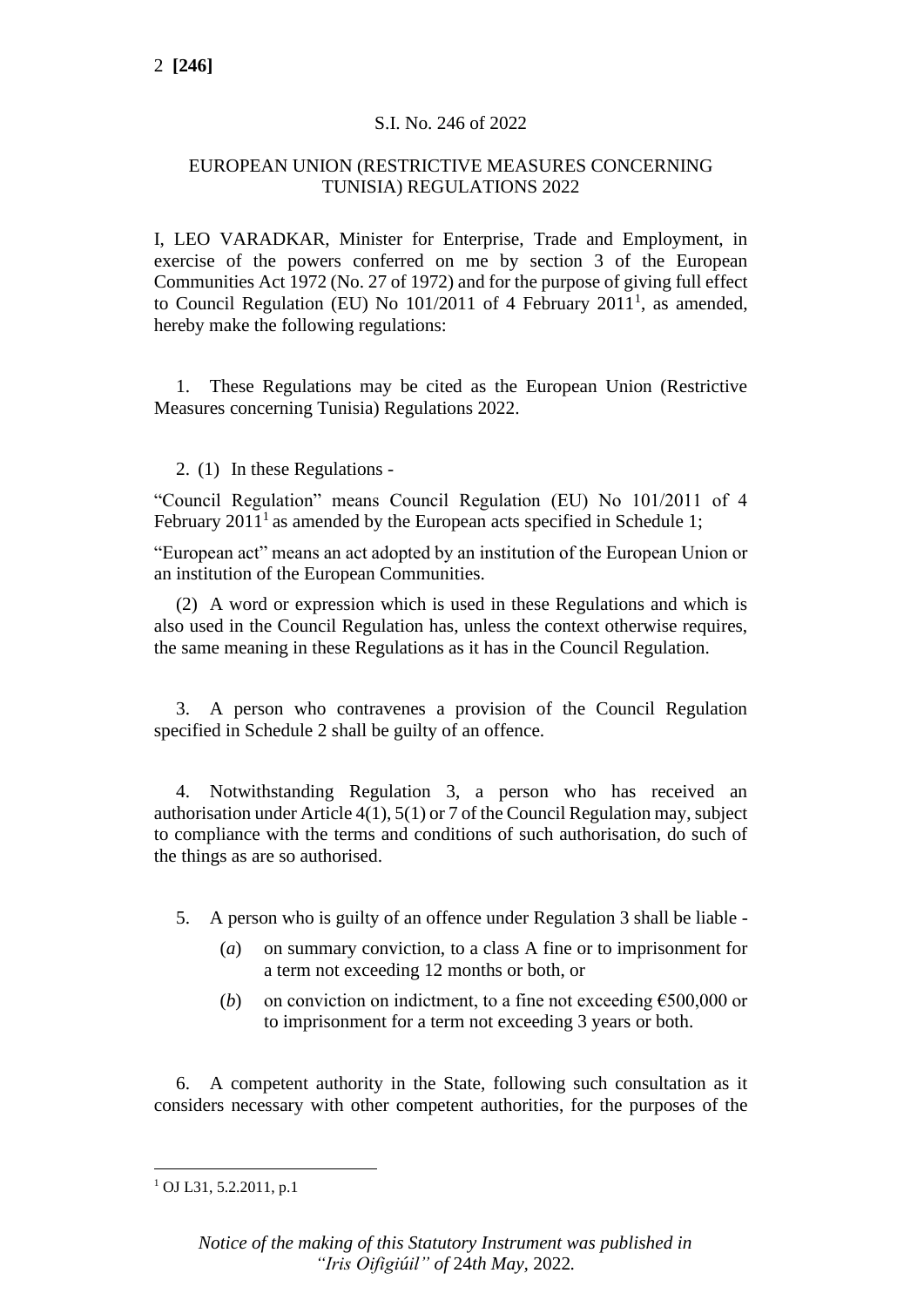S.I. No. 246 of 2022

EUROPEAN UNION (RESTRICTIVE MEASURES CONCERNING TUNISIA) REGULATIONS 2022

I, LEO VARADKAR, Minister for Enterprise, Trade and Employment, in exercise of the powers conferred on me by section 3 of the European Communities Act 1972 (No. 27 of 1972) and for the purpose of giving full effect to Council Regulation (EU) No 101/2011 of 4 February 2011[1], as amended, hereby make the following regulations:

1. These Regulations may be cited as the European Union (Restrictive Measures concerning Tunisia) Regulations 2022.

2. (1) In these Regulations -

"Council Regulation" means Council Regulation (EU) No 101/2011 of 4 February 2011[1] as amended by the European acts specified in Schedule 1;

"European act" means an act adopted by an institution of the European Union or an institution of the European Communities.

(2) A word or expression which is used in these Regulations and which is also used in the Council Regulation has, unless the context otherwise requires, the same meaning in these Regulations as it has in the Council Regulation.

3. A person who contravenes a provision of the Council Regulation specified in Schedule 2 shall be guilty of an offence.

4. Notwithstanding Regulation 3, a person who has received an authorisation under Article 4(1), 5(1) or 7 of the Council Regulation may, subject to compliance with the terms and conditions of such authorisation, do such of the things as are so authorised.

5. A person who is guilty of an offence under Regulation 3 shall be liable -

(*a*) on summary conviction, to a class A fine or to imprisonment for a term not exceeding 12 months or both, or

(*b*) on conviction on indictment, to a fine not exceeding €500,000 or to imprisonment for a term not exceeding 3 years or both.

6. A competent authority in the State, following such consultation as it considers necessary with other competent authorities, for the purposes of the

[1] OJ L31, 5.2.2011, p.1

*Notice of the making of this Statutory Instrument was published in "Iris Oifigiúil" of 24th May, 2022.*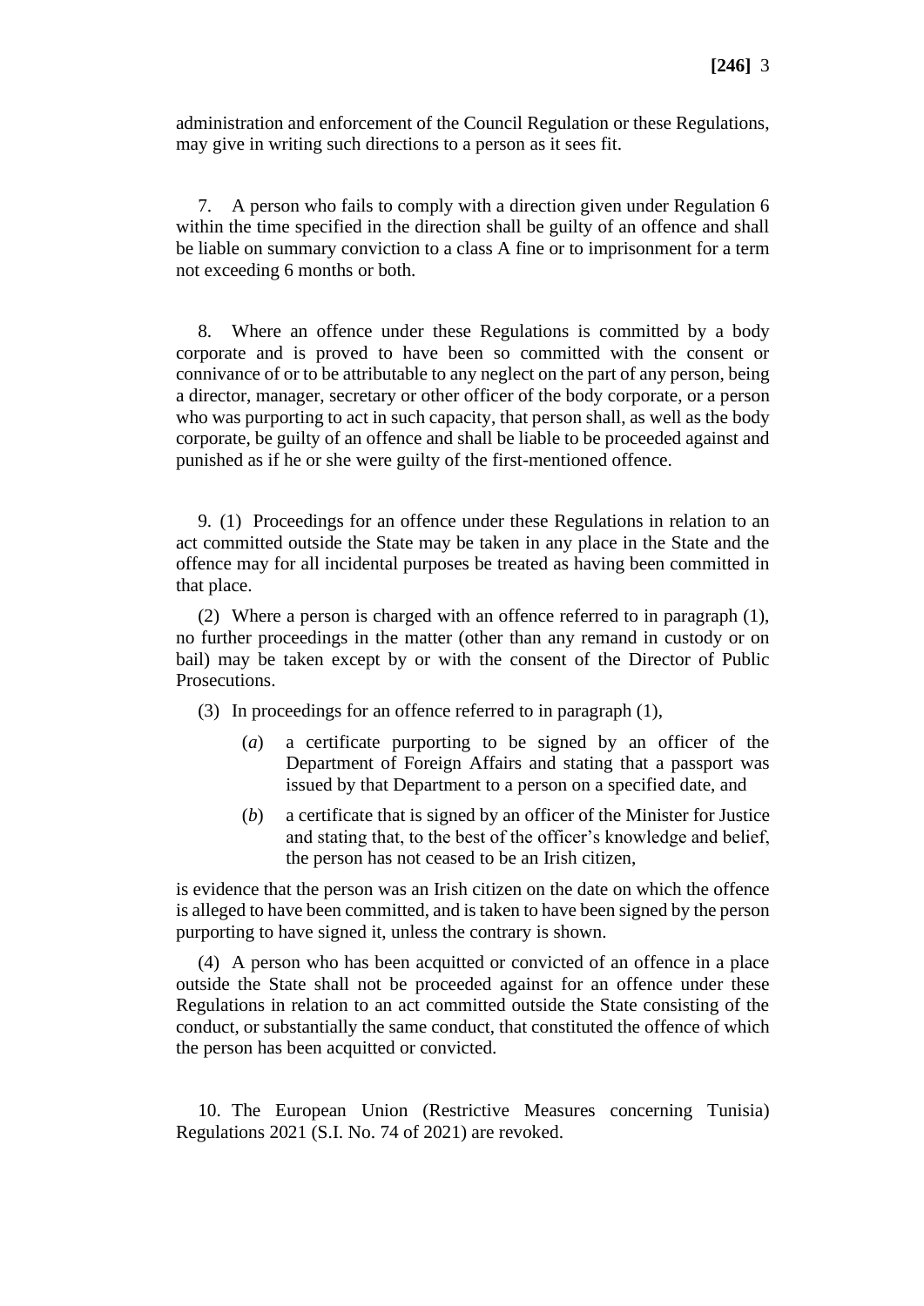administration and enforcement of the Council Regulation or these Regulations, may give in writing such directions to a person as it sees fit.

7. A person who fails to comply with a direction given under Regulation 6 within the time specified in the direction shall be guilty of an offence and shall be liable on summary conviction to a class A fine or to imprisonment for a term not exceeding 6 months or both.

8. Where an offence under these Regulations is committed by a body corporate and is proved to have been so committed with the consent or connivance of or to be attributable to any neglect on the part of any person, being a director, manager, secretary or other officer of the body corporate, or a person who was purporting to act in such capacity, that person shall, as well as the body corporate, be guilty of an offence and shall be liable to be proceeded against and punished as if he or she were guilty of the first-mentioned offence.

9. (1) Proceedings for an offence under these Regulations in relation to an act committed outside the State may be taken in any place in the State and the offence may for all incidental purposes be treated as having been committed in that place.

(2) Where a person is charged with an offence referred to in paragraph (1), no further proceedings in the matter (other than any remand in custody or on bail) may be taken except by or with the consent of the Director of Public Prosecutions.

(3) In proceedings for an offence referred to in paragraph (1),

(*a*) a certificate purporting to be signed by an officer of the Department of Foreign Affairs and stating that a passport was issued by that Department to a person on a specified date, and

(*b*) a certificate that is signed by an officer of the Minister for Justice and stating that, to the best of the officer's knowledge and belief, the person has not ceased to be an Irish citizen,

is evidence that the person was an Irish citizen on the date on which the offence is alleged to have been committed, and is taken to have been signed by the person purporting to have signed it, unless the contrary is shown.

(4) A person who has been acquitted or convicted of an offence in a place outside the State shall not be proceeded against for an offence under these Regulations in relation to an act committed outside the State consisting of the conduct, or substantially the same conduct, that constituted the offence of which the person has been acquitted or convicted.

10. The European Union (Restrictive Measures concerning Tunisia) Regulations 2021 (S.I. No. 74 of 2021) are revoked.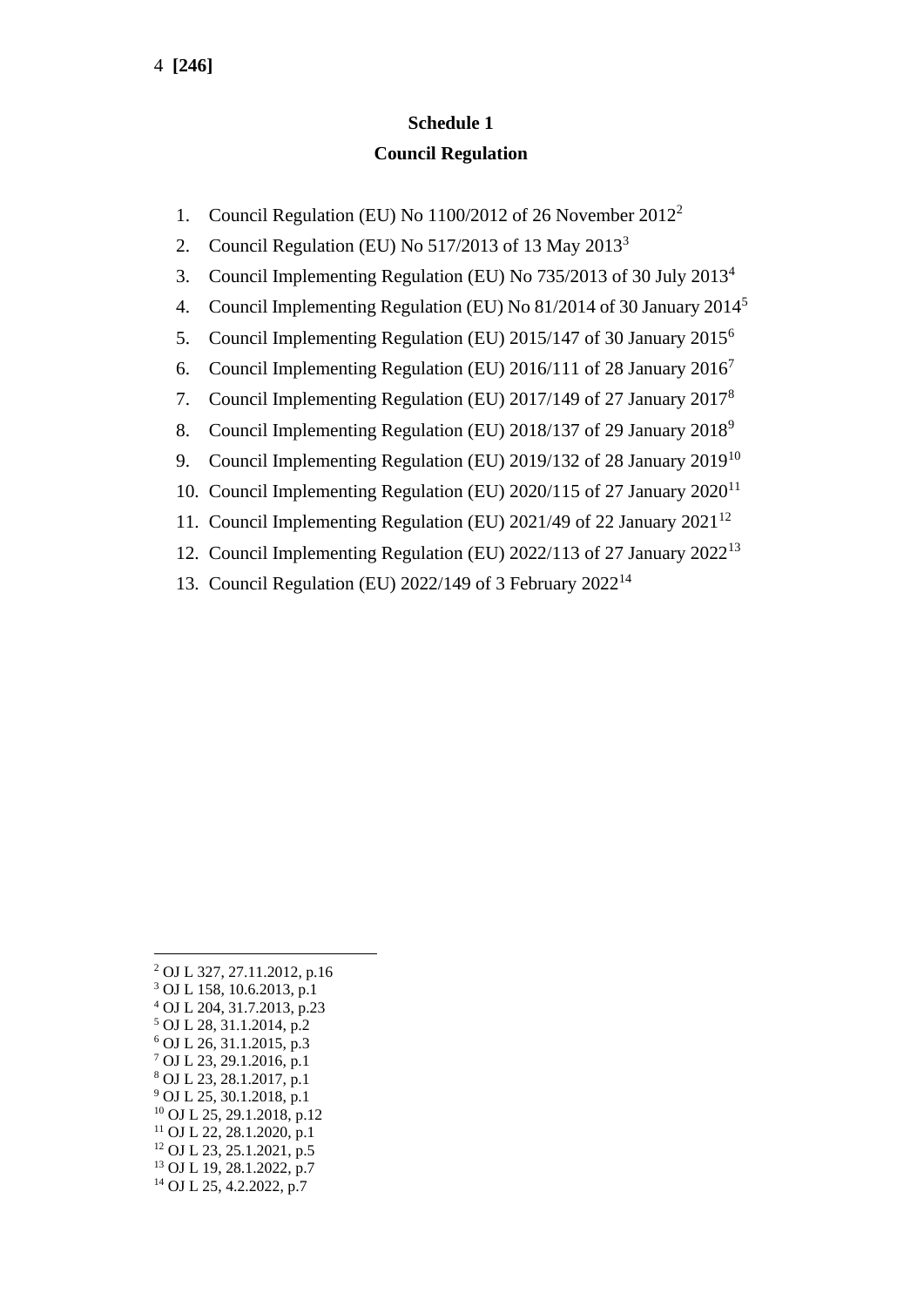## Schedule 1

## Council Regulation

1. Council Regulation (EU) No 1100/2012 of 26 November 2012[2]
2. Council Regulation (EU) No 517/2013 of 13 May 2013[3]
3. Council Implementing Regulation (EU) No 735/2013 of 30 July 2013[4]
4. Council Implementing Regulation (EU) No 81/2014 of 30 January 2014[5]
5. Council Implementing Regulation (EU) 2015/147 of 30 January 2015[6]
6. Council Implementing Regulation (EU) 2016/111 of 28 January 2016[7]
7. Council Implementing Regulation (EU) 2017/149 of 27 January 2017[8]
8. Council Implementing Regulation (EU) 2018/137 of 29 January 2018[9]
9. Council Implementing Regulation (EU) 2019/132 of 28 January 2019[10]
10. Council Implementing Regulation (EU) 2020/115 of 27 January 2020[11]
11. Council Implementing Regulation (EU) 2021/49 of 22 January 2021[12]
12. Council Implementing Regulation (EU) 2022/113 of 27 January 2022[13]
13. Council Regulation (EU) 2022/149 of 3 February 2022[14]

---

[2] OJ L 327, 27.11.2012, p.16
[3] OJ L 158, 10.6.2013, p.1
[4] OJ L 204, 31.7.2013, p.23
[5] OJ L 28, 31.1.2014, p.2
[6] OJ L 26, 31.1.2015, p.3
[7] OJ L 23, 29.1.2016, p.1
[8] OJ L 23, 28.1.2017, p.1
[9] OJ L 25, 30.1.2018, p.1
[10] OJ L 25, 29.1.2018, p.12
[11] OJ L 22, 28.1.2020, p.1
[12] OJ L 23, 25.1.2021, p.5
[13] OJ L 19, 28.1.2022, p.7
[14] OJ L 25, 4.2.2022, p.7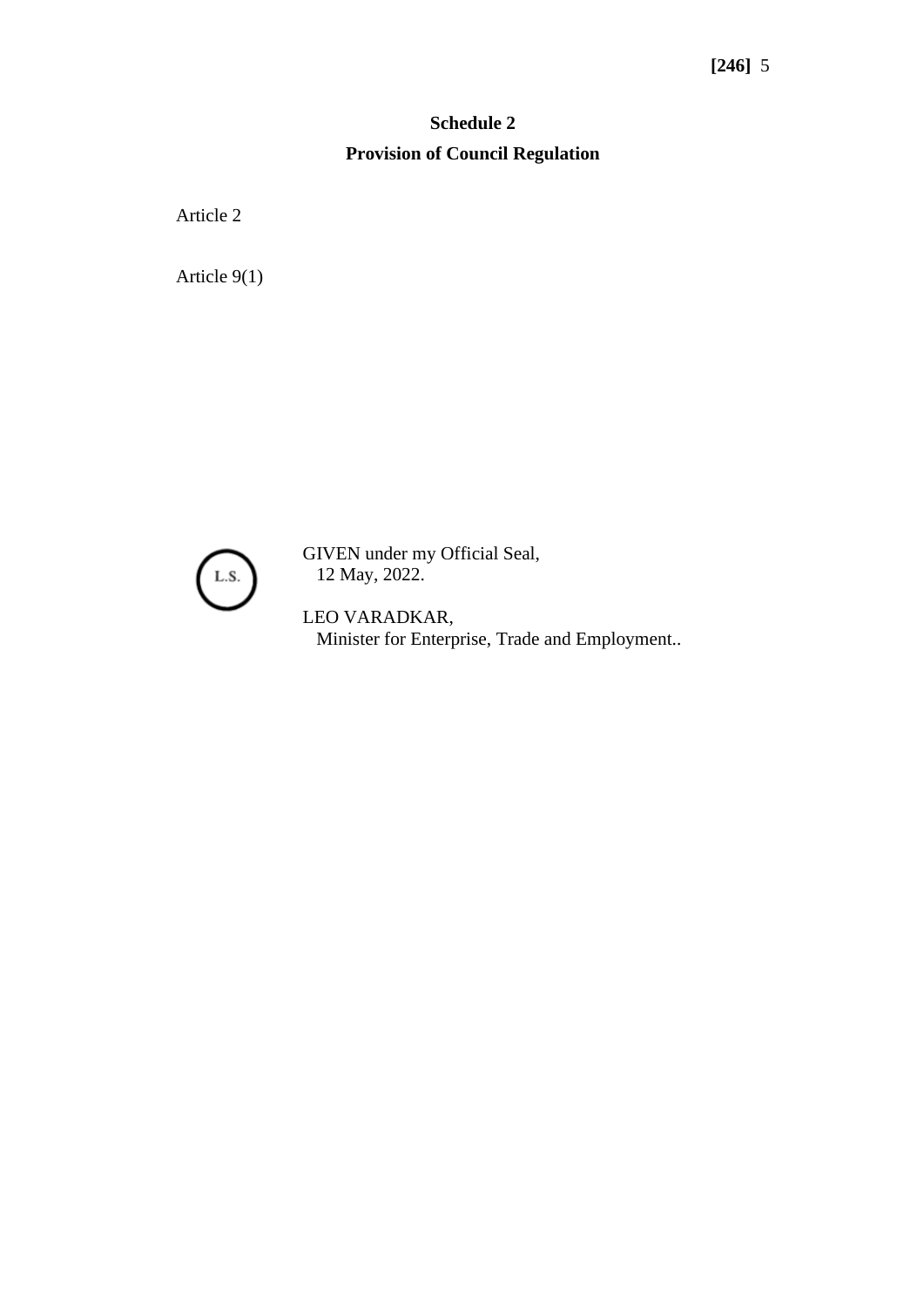## Schedule 2

## Provision of Council Regulation

Article 2

Article 9(1)

L.S.

GIVEN under my Official Seal,
12 May, 2022.

LEO VARADKAR,
Minister for Enterprise, Trade and Employment..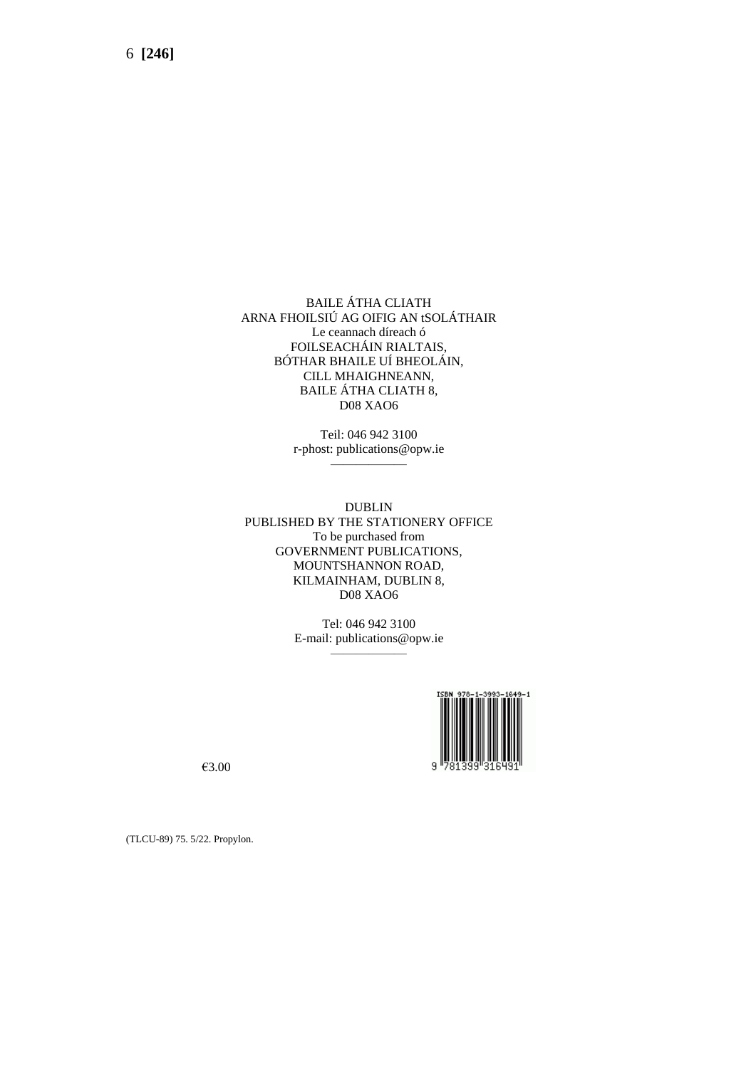BAILE ÁTHA CLIATH
ARNA FHOILSIÚ AG OIFIG AN tSOLÁTHAIR
Le ceannach díreach ó
FOILSEACHÁIN RIALTAIS,
BÓTHAR BHAILE UÍ BHEOLÁIN,
CILL MHAIGHNEANN,
BAILE ÁTHA CLIATH 8,
D08 XAO6

Teil: 046 942 3100
r-phost: publications@opw.ie

---

DUBLIN
PUBLISHED BY THE STATIONERY OFFICE
To be purchased from
GOVERNMENT PUBLICATIONS,
MOUNTSHANNON ROAD,
KILMAINHAM, DUBLIN 8,
D08 XAO6

Tel: 046 942 3100
E-mail: publications@opw.ie

---

ISBN 978-1-3993-1649-1

9 781399 316491

€3.00

(TLCU-89) 75. 5/22. Propylon.